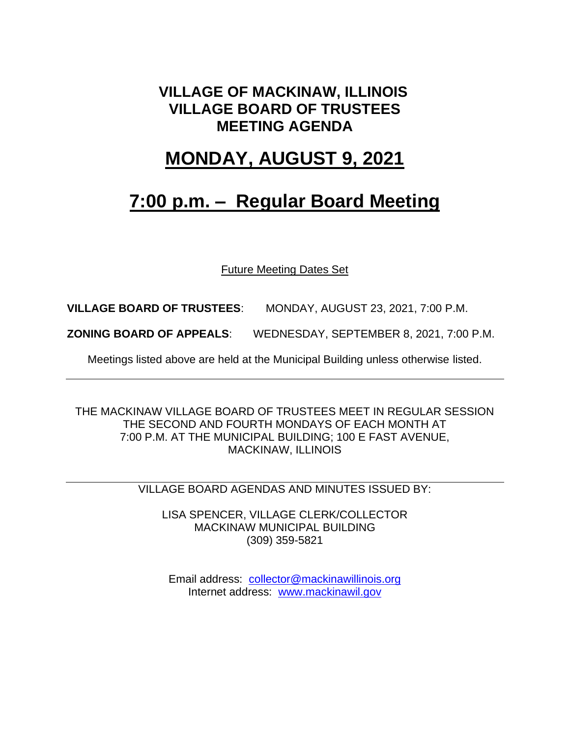# VILLAGE OF MACKINAW, ILLINOIS
# VILLAGE BOARD OF TRUSTEES
# MEETING AGENDA

## MONDAY, AUGUST 9, 2021

## 7:00 p.m. – Regular Board Meeting

Future Meeting Dates Set

**VILLAGE BOARD OF TRUSTEES**: MONDAY, AUGUST 23, 2021, 7:00 P.M.

**ZONING BOARD OF APPEALS**: WEDNESDAY, SEPTEMBER 8, 2021, 7:00 P.M.

Meetings listed above are held at the Municipal Building unless otherwise listed.

---

THE MACKINAW VILLAGE BOARD OF TRUSTEES MEET IN REGULAR SESSION THE SECOND AND FOURTH MONDAYS OF EACH MONTH AT 7:00 P.M. AT THE MUNICIPAL BUILDING; 100 E FAST AVENUE, MACKINAW, ILLINOIS

---

VILLAGE BOARD AGENDAS AND MINUTES ISSUED BY:

LISA SPENCER, VILLAGE CLERK/COLLECTOR
MACKINAW MUNICIPAL BUILDING
(309) 359-5821

Email address: collector@mackinawillinois.org
Internet address: www.mackinawil.gov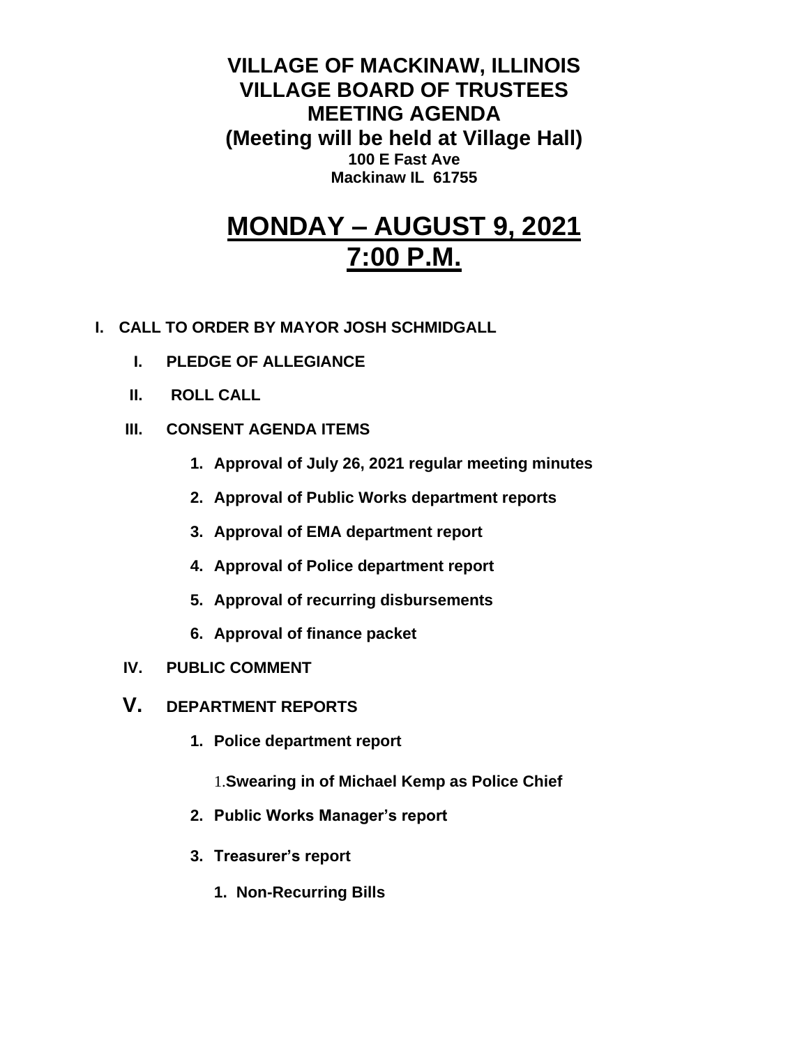# VILLAGE OF MACKINAW, ILLINOIS
# VILLAGE BOARD OF TRUSTEES
# MEETING AGENDA
## (Meeting will be held at Village Hall)
**100 E Fast Ave**
**Mackinaw IL 61755**

# MONDAY – AUGUST 9, 2021
# 7:00 P.M.

**I. CALL TO ORDER BY MAYOR JOSH SCHMIDGALL**

- **I. PLEDGE OF ALLEGIANCE**
- **II. ROLL CALL**
- **III. CONSENT AGENDA ITEMS**
  1. **Approval of July 26, 2021 regular meeting minutes**
  2. **Approval of Public Works department reports**
  3. **Approval of EMA department report**
  4. **Approval of Police department report**
  5. **Approval of recurring disbursements**
  6. **Approval of finance packet**
- **IV. PUBLIC COMMENT**
- **V. DEPARTMENT REPORTS**
  1. **Police department report**
     1. **Swearing in of Michael Kemp as Police Chief**
  2. **Public Works Manager's report**
  3. **Treasurer's report**
     1. **Non-Recurring Bills**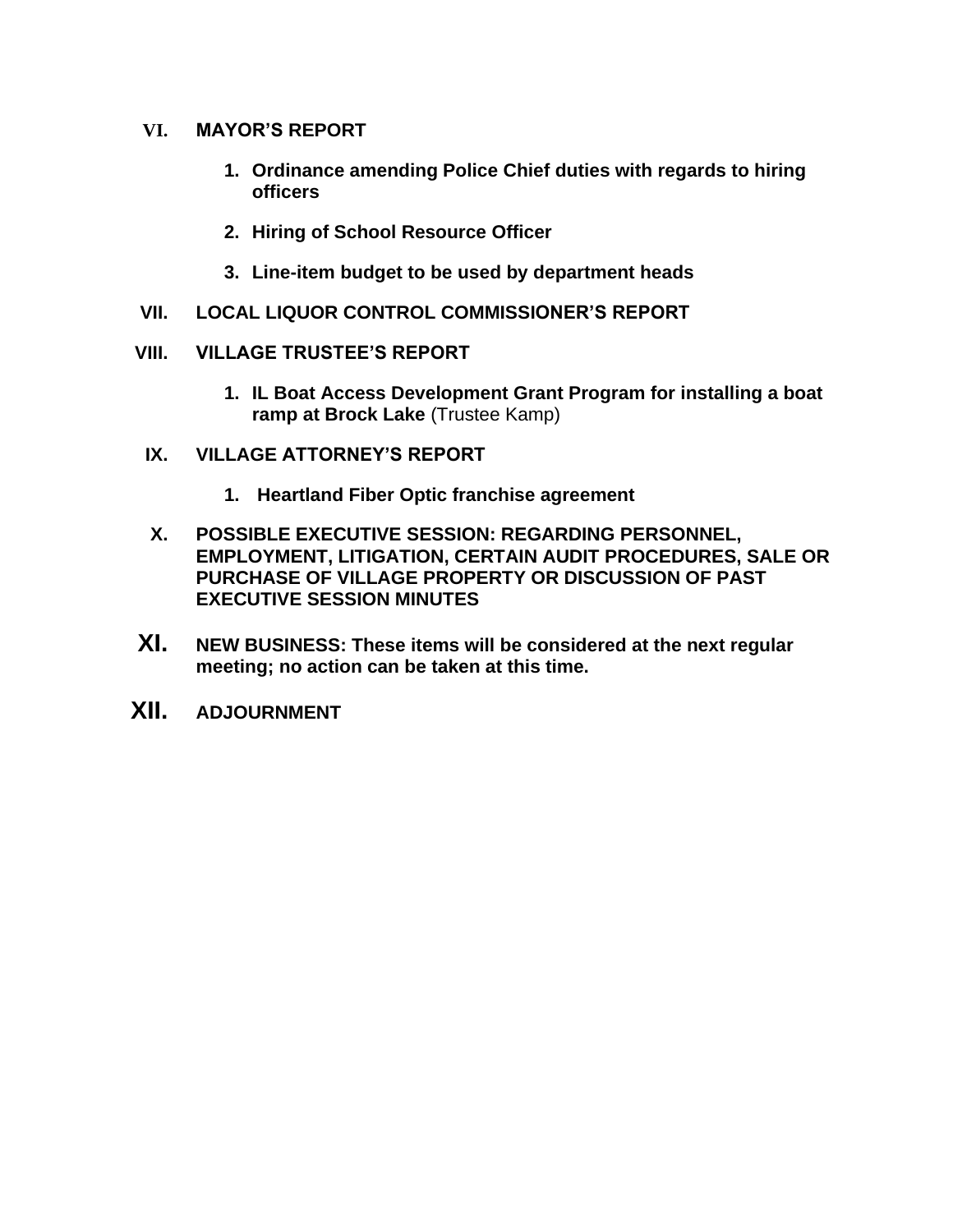VI. **MAYOR'S REPORT**

1. **Ordinance amending Police Chief duties with regards to hiring officers**

2. **Hiring of School Resource Officer**

3. **Line-item budget to be used by department heads**

VII. **LOCAL LIQUOR CONTROL COMMISSIONER'S REPORT**

VIII. **VILLAGE TRUSTEE'S REPORT**

1. **IL Boat Access Development Grant Program for installing a boat ramp at Brock Lake** (Trustee Kamp)

IX. **VILLAGE ATTORNEY'S REPORT**

1. **Heartland Fiber Optic franchise agreement**

X. **POSSIBLE EXECUTIVE SESSION: REGARDING PERSONNEL, EMPLOYMENT, LITIGATION, CERTAIN AUDIT PROCEDURES, SALE OR PURCHASE OF VILLAGE PROPERTY OR DISCUSSION OF PAST EXECUTIVE SESSION MINUTES**

XI. **NEW BUSINESS: These items will be considered at the next regular meeting; no action can be taken at this time.**

XII. **ADJOURNMENT**